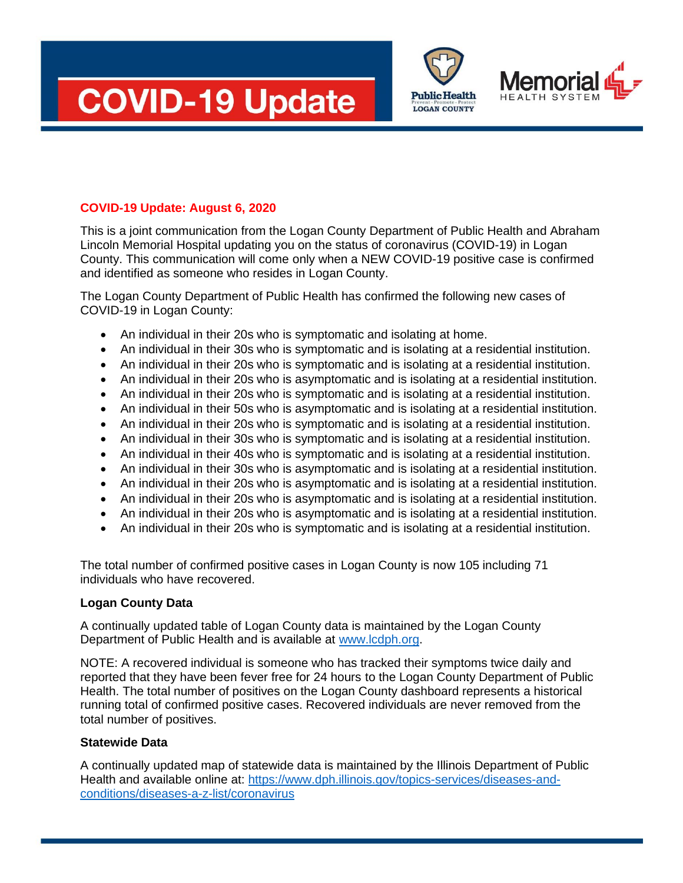# COVID-19 Update

Public Health LOGAN COUNTY

Memorial HEALTH SYSTEM

**COVID-19 Update: August 6, 2020**

This is a joint communication from the Logan County Department of Public Health and Abraham Lincoln Memorial Hospital updating you on the status of coronavirus (COVID-19) in Logan County. This communication will come only when a NEW COVID-19 positive case is confirmed and identified as someone who resides in Logan County.

The Logan County Department of Public Health has confirmed the following new cases of COVID-19 in Logan County:

- An individual in their 20s who is symptomatic and isolating at home.
- An individual in their 30s who is symptomatic and is isolating at a residential institution.
- An individual in their 20s who is symptomatic and is isolating at a residential institution.
- An individual in their 20s who is asymptomatic and is isolating at a residential institution.
- An individual in their 20s who is symptomatic and is isolating at a residential institution.
- An individual in their 50s who is asymptomatic and is isolating at a residential institution.
- An individual in their 20s who is symptomatic and is isolating at a residential institution.
- An individual in their 30s who is symptomatic and is isolating at a residential institution.
- An individual in their 40s who is symptomatic and is isolating at a residential institution.
- An individual in their 30s who is asymptomatic and is isolating at a residential institution.
- An individual in their 20s who is asymptomatic and is isolating at a residential institution.
- An individual in their 20s who is asymptomatic and is isolating at a residential institution.
- An individual in their 20s who is asymptomatic and is isolating at a residential institution.
- An individual in their 20s who is symptomatic and is isolating at a residential institution.

The total number of confirmed positive cases in Logan County is now 105 including 71 individuals who have recovered.

**Logan County Data**

A continually updated table of Logan County data is maintained by the Logan County Department of Public Health and is available at [www.lcdph.org](http://www.lcdph.org).

NOTE: A recovered individual is someone who has tracked their symptoms twice daily and reported that they have been fever free for 24 hours to the Logan County Department of Public Health. The total number of positives on the Logan County dashboard represents a historical running total of confirmed positive cases. Recovered individuals are never removed from the total number of positives.

**Statewide Data**

A continually updated map of statewide data is maintained by the Illinois Department of Public Health and available online at: [https://www.dph.illinois.gov/topics-services/diseases-and-conditions/diseases-a-z-list/coronavirus](https://www.dph.illinois.gov/topics-services/diseases-and-conditions/diseases-a-z-list/coronavirus)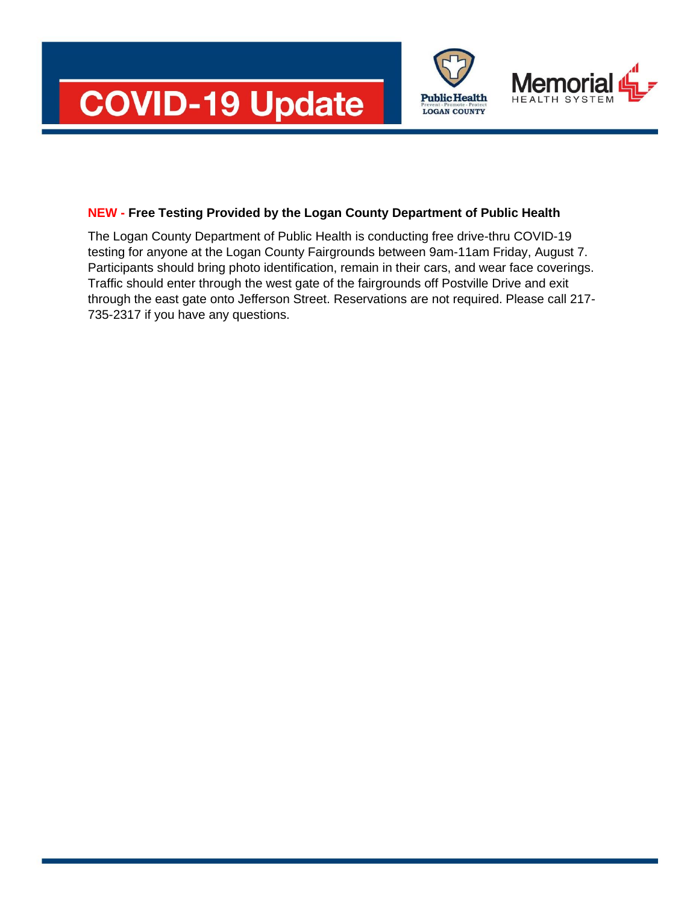# COVID-19 Update

Public Health
Prevent · Promote · Protect
LOGAN COUNTY

Memorial
HEALTH SYSTEM

**NEW - Free Testing Provided by the Logan County Department of Public Health**

The Logan County Department of Public Health is conducting free drive-thru COVID-19 testing for anyone at the Logan County Fairgrounds between 9am-11am Friday, August 7. Participants should bring photo identification, remain in their cars, and wear face coverings. Traffic should enter through the west gate of the fairgrounds off Postville Drive and exit through the east gate onto Jefferson Street. Reservations are not required. Please call 217-735-2317 if you have any questions.